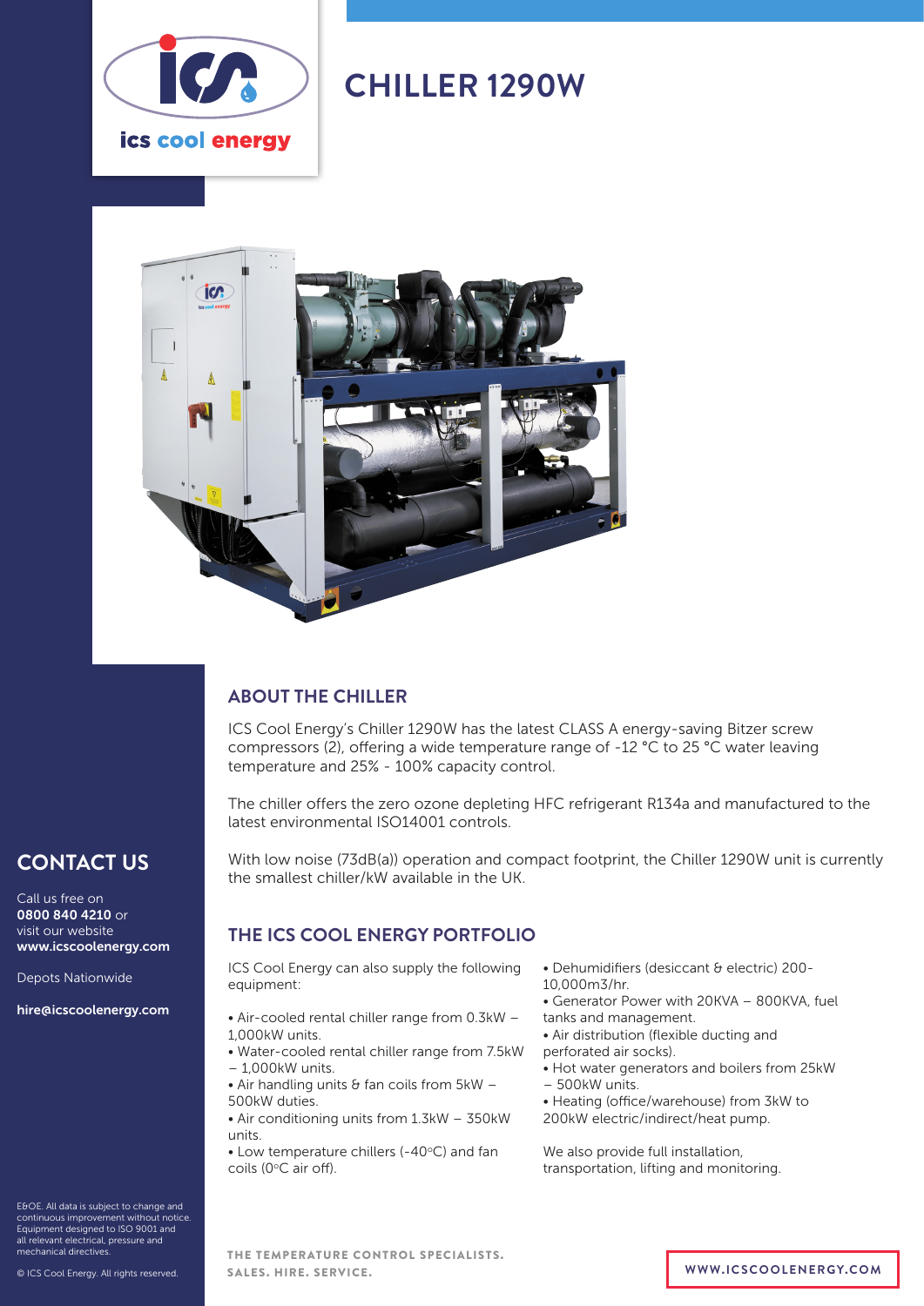# CHILLER 1290W

ics cool energy

## ABOUT THE CHILLER

ICS Cool Energy's Chiller 1290W has the latest CLASS A energy-saving Bitzer screw compressors (2), offering a wide temperature range of -12 °C to 25 °C water leaving temperature and 25% - 100% capacity control.

The chiller offers the zero ozone depleting HFC refrigerant R134a and manufactured to the latest environmental ISO14001 controls.

With low noise (73dB(a)) operation and compact footprint, the Chiller 1290W unit is currently the smallest chiller/kW available in the UK.

## THE ICS COOL ENERGY PORTFOLIO

ICS Cool Energy can also supply the following equipment:

- Air-cooled rental chiller range from 0.3kW – 1,000kW units.
- Water-cooled rental chiller range from 7.5kW – 1,000kW units.
- Air handling units & fan coils from 5kW – 500kW duties.
- Air conditioning units from 1.3kW – 350kW units.
- Low temperature chillers (-40°C) and fan coils (0°C air off).
- Dehumidifiers (desiccant & electric) 200-10,000m3/hr.
- Generator Power with 20KVA – 800KVA, fuel tanks and management.
- Air distribution (flexible ducting and perforated air socks).
- Hot water generators and boilers from 25kW – 500kW units.
- Heating (office/warehouse) from 3kW to 200kW electric/indirect/heat pump.

We also provide full installation, transportation, lifting and monitoring.

## CONTACT US

Call us free on **0800 840 4210** or visit our website **www.icscoolenergy.com**

Depots Nationwide

**hire@icscoolenergy.com**

E&OE. All data is subject to change and continuous improvement without notice. Equipment designed to ISO 9001 and all relevant electrical, pressure and mechanical directives.

© ICS Cool Energy. All rights reserved.

THE TEMPERATURE CONTROL SPECIALISTS.
SALES. HIRE. SERVICE.

WWW.ICSCOOLENERGY.COM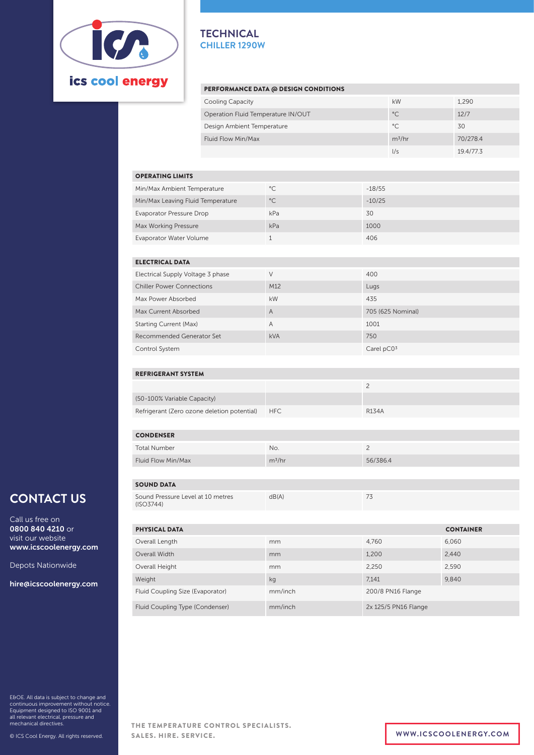# TECHNICAL
## CHILLER 1290W

| PERFORMANCE DATA @ DESIGN CONDITIONS | | |
|---|---|---|
| Cooling Capacity | kW | 1,290 |
| Operation Fluid Temperature IN/OUT | °C | 12/7 |
| Design Ambient Temperature | °C | 30 |
| Fluid Flow Min/Max | m³/hr | 70/278.4 |
| | l/s | 19.4/77.3 |

| OPERATING LIMITS | | |
|---|---|---|
| Min/Max Ambient Temperature | °C | -18/55 |
| Min/Max Leaving Fluid Temperature | °C | -10/25 |
| Evaporator Pressure Drop | kPa | 30 |
| Max Working Pressure | kPa | 1000 |
| Evaporator Water Volume | 1 | 406 |

| ELECTRICAL DATA | | |
|---|---|---|
| Electrical Supply Voltage 3 phase | V | 400 |
| Chiller Power Connections | M12 | Lugs |
| Max Power Absorbed | kW | 435 |
| Max Current Absorbed | A | 705 (625 Nominal) |
| Starting Current (Max) | A | 1001 |
| Recommended Generator Set | kVA | 750 |
| Control System | | Carel pC0³ |

| REFRIGERANT SYSTEM | | |
|---|---|---|
| | | 2 |
| (50-100% Variable Capacity) | | |
| Refrigerant (Zero ozone deletion potential) | HFC | R134A |

| CONDENSER | | |
|---|---|---|
| Total Number | No. | 2 |
| Fluid Flow Min/Max | m³/hr | 56/386.4 |

| SOUND DATA | | |
|---|---|---|
| Sound Pressure Level at 10 metres (ISO3744) | dB(A) | 73 |

| PHYSICAL DATA | | | CONTAINER |
|---|---|---|---|
| Overall Length | mm | 4,760 | 6,060 |
| Overall Width | mm | 1,200 | 2,440 |
| Overall Height | mm | 2,250 | 2,590 |
| Weight | kg | 7,141 | 9,840 |
| Fluid Coupling Size (Evaporator) | mm/inch | 200/8 PN16 Flange | |
| Fluid Coupling Type (Condenser) | mm/inch | 2x 125/5 PN16 Flange | |

## CONTACT US

Call us free on **0800 840 4210** or visit our website **www.icscoolenergy.com**

Depots Nationwide

**hire@icscoolenergy.com**

E&OE. All data is subject to change and continuous improvement without notice. Equipment designed to ISO 9001 and all relevant electrical, pressure and mechanical directives.

© ICS Cool Energy. All rights reserved.

THE TEMPERATURE CONTROL SPECIALISTS.
SALES. HIRE. SERVICE.

WWW.ICSCOOLENERGY.COM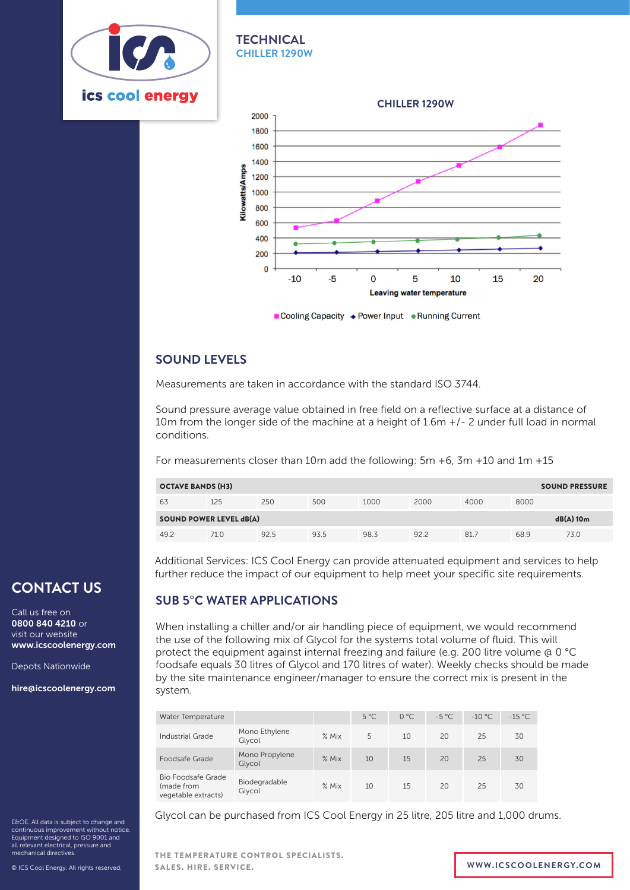# TECHNICAL

## CHILLER 1290W

CHILLER 1290W

Kilowatts/Amps

2000
1800
1600
1400
1200
1000
800
600
400
200
0

-10 -5 0 5 10 15 20

Leaving water temperature

Cooling Capacity ◆ Power Input ● Running Current

## SOUND LEVELS

Measurements are taken in accordance with the standard ISO 3744.

Sound pressure average value obtained in free field on a reflective surface at a distance of 10m from the longer side of the machine at a height of 1.6m +/- 2 under full load in normal conditions.

For measurements closer than 10m add the following: 5m +6, 3m +10 and 1m +15

| OCTAVE BANDS (H3) | | | | | | | | SOUND PRESSURE |
|---|---|---|---|---|---|---|---|---|
| 63 | 125 | 250 | 500 | 1000 | 2000 | 4000 | 8000 | |
| **SOUND POWER LEVEL dB(A)** | | | | | | | | **dB(A) 10m** |
| 49.2 | 71.0 | 92.5 | 93.5 | 98.3 | 92.2 | 81.7 | 68.9 | 73.0 |

Additional Services: ICS Cool Energy can provide attenuated equipment and services to help further reduce the impact of our equipment to help meet your specific site requirements.

## SUB 5°C WATER APPLICATIONS

When installing a chiller and/or air handling piece of equipment, we would recommend the use of the following mix of Glycol for the systems total volume of fluid. This will protect the equipment against internal freezing and failure (e.g. 200 litre volume @ 0 °C foodsafe equals 30 litres of Glycol and 170 litres of water). Weekly checks should be made by the site maintenance engineer/manager to ensure the correct mix is present in the system.

| Water Temperature | | | 5 °C | 0 °C | -5 °C | -10 °C | -15 °C |
|---|---|---|---|---|---|---|---|
| Industrial Grade | Mono Ethylene Glycol | % Mix | 5 | 10 | 20 | 25 | 30 |
| Foodsafe Grade | Mono Propylene Glycol | % Mix | 10 | 15 | 20 | 25 | 30 |
| Bio Foodsafe Grade (made from vegetable extracts) | Biodegradable Glycol | % Mix | 10 | 15 | 20 | 25 | 30 |

Glycol can be purchased from ICS Cool Energy in 25 litre, 205 litre and 1,000 drums.

## CONTACT US

Call us free on **0800 840 4210** or visit our website **www.icscoolenergy.com**

Depots Nationwide

**hire@icscoolenergy.com**

E&OE. All data is subject to change and continuous improvement without notice. Equipment designed to ISO 9001 and all relevant electrical, pressure and mechanical directives.

© ICS Cool Energy. All rights reserved.

THE TEMPERATURE CONTROL SPECIALISTS.
SALES. HIRE. SERVICE.

WWW.ICSCOOLENERGY.COM